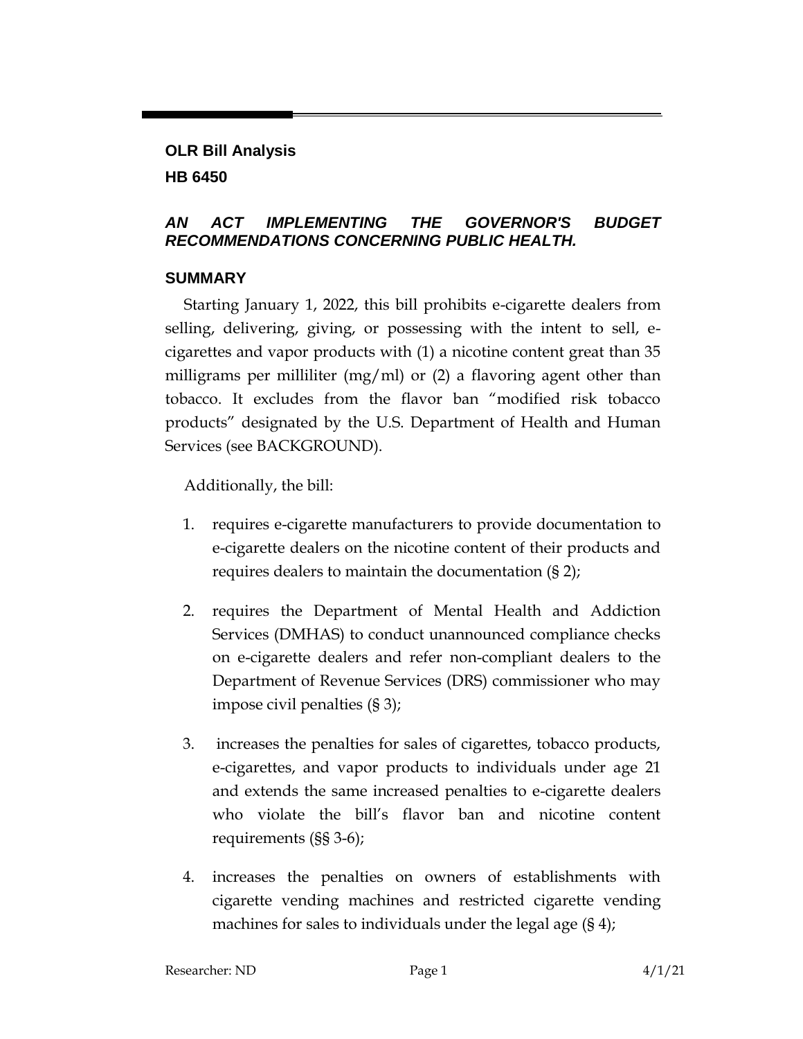**OLR Bill Analysis**

**HB 6450**

## *AN ACT IMPLEMENTING THE GOVERNOR'S BUDGET RECOMMENDATIONS CONCERNING PUBLIC HEALTH.*

### SUMMARY

Starting January 1, 2022, this bill prohibits e-cigarette dealers from selling, delivering, giving, or possessing with the intent to sell, e-cigarettes and vapor products with (1) a nicotine content great than 35 milligrams per milliliter (mg/ml) or (2) a flavoring agent other than tobacco. It excludes from the flavor ban "modified risk tobacco products" designated by the U.S. Department of Health and Human Services (see BACKGROUND).

Additionally, the bill:

1. requires e-cigarette manufacturers to provide documentation to e-cigarette dealers on the nicotine content of their products and requires dealers to maintain the documentation (§ 2);
2. requires the Department of Mental Health and Addiction Services (DMHAS) to conduct unannounced compliance checks on e-cigarette dealers and refer non-compliant dealers to the Department of Revenue Services (DRS) commissioner who may impose civil penalties (§ 3);
3. increases the penalties for sales of cigarettes, tobacco products, e-cigarettes, and vapor products to individuals under age 21 and extends the same increased penalties to e-cigarette dealers who violate the bill's flavor ban and nicotine content requirements (§§ 3-6);
4. increases the penalties on owners of establishments with cigarette vending machines and restricted cigarette vending machines for sales to individuals under the legal age (§ 4);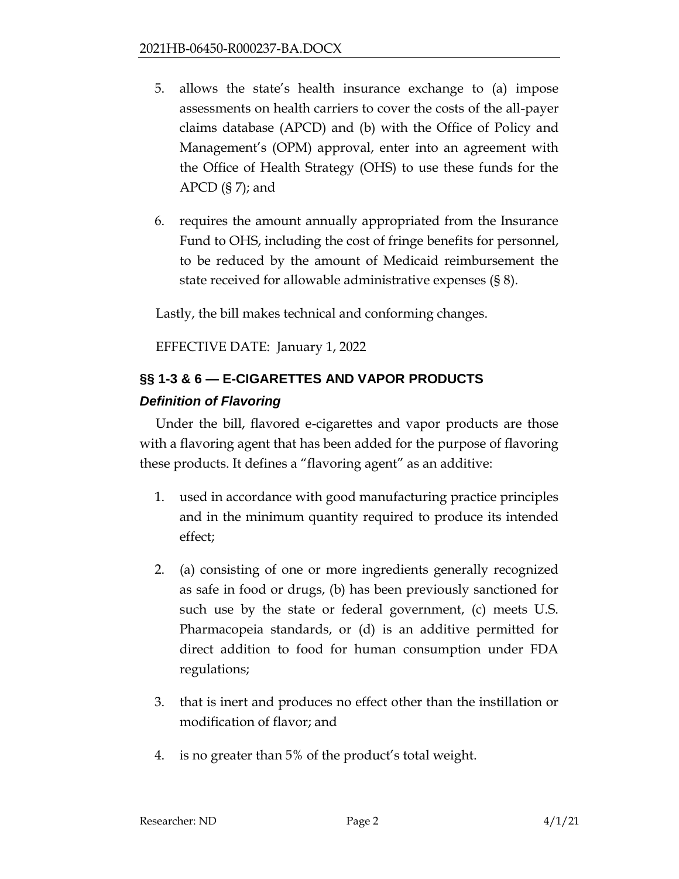5. allows the state's health insurance exchange to (a) impose assessments on health carriers to cover the costs of the all-payer claims database (APCD) and (b) with the Office of Policy and Management's (OPM) approval, enter into an agreement with the Office of Health Strategy (OHS) to use these funds for the APCD (§ 7); and

6. requires the amount annually appropriated from the Insurance Fund to OHS, including the cost of fringe benefits for personnel, to be reduced by the amount of Medicaid reimbursement the state received for allowable administrative expenses (§ 8).

Lastly, the bill makes technical and conforming changes.

EFFECTIVE DATE: January 1, 2022

## §§ 1-3 & 6 — E-CIGARETTES AND VAPOR PRODUCTS

### *Definition of Flavoring*

Under the bill, flavored e-cigarettes and vapor products are those with a flavoring agent that has been added for the purpose of flavoring these products. It defines a "flavoring agent" as an additive:

1. used in accordance with good manufacturing practice principles and in the minimum quantity required to produce its intended effect;

2. (a) consisting of one or more ingredients generally recognized as safe in food or drugs, (b) has been previously sanctioned for such use by the state or federal government, (c) meets U.S. Pharmacopeia standards, or (d) is an additive permitted for direct addition to food for human consumption under FDA regulations;

3. that is inert and produces no effect other than the instillation or modification of flavor; and

4. is no greater than 5% of the product's total weight.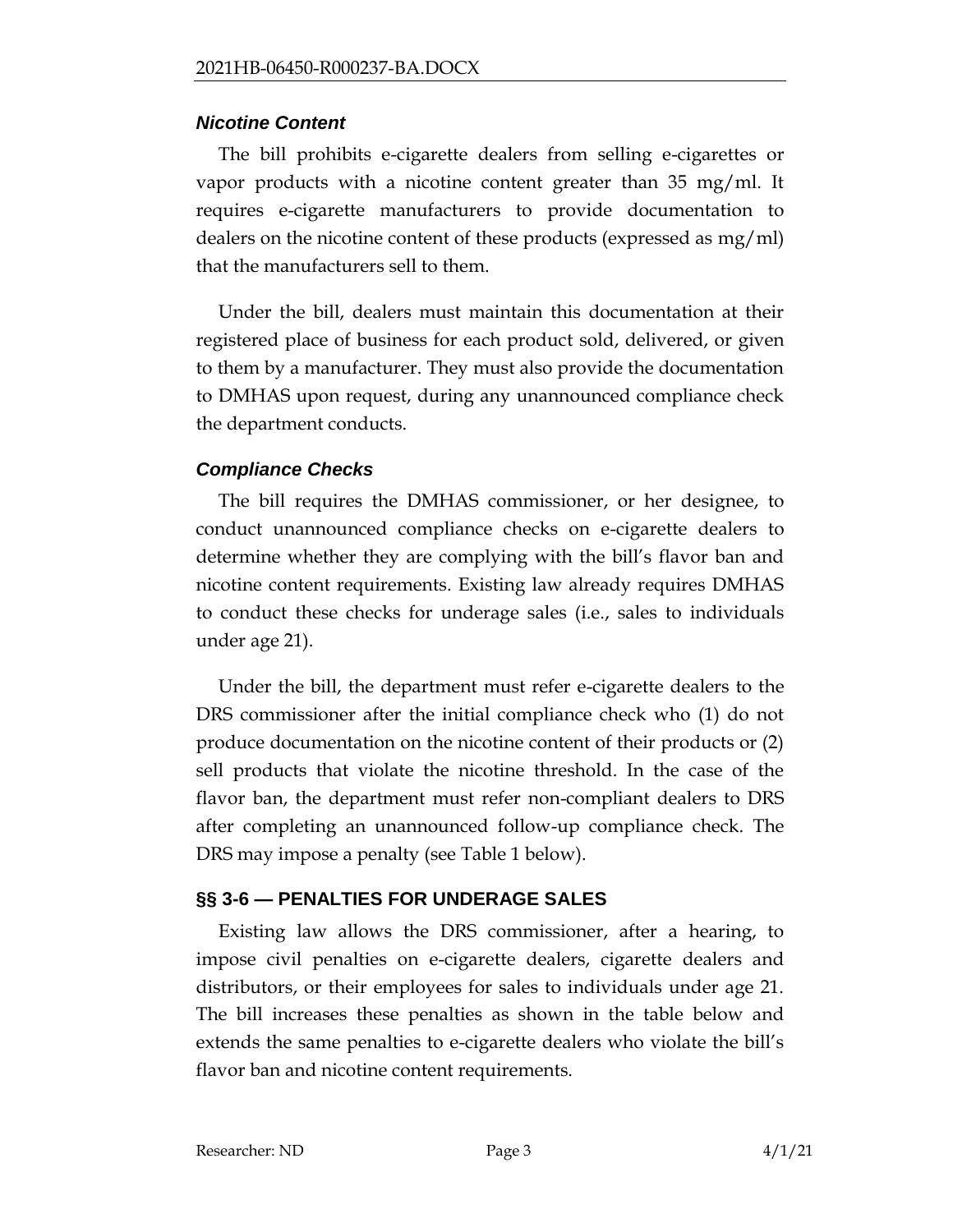### *Nicotine Content*

The bill prohibits e-cigarette dealers from selling e-cigarettes or vapor products with a nicotine content greater than 35 mg/ml. It requires e-cigarette manufacturers to provide documentation to dealers on the nicotine content of these products (expressed as mg/ml) that the manufacturers sell to them.

Under the bill, dealers must maintain this documentation at their registered place of business for each product sold, delivered, or given to them by a manufacturer. They must also provide the documentation to DMHAS upon request, during any unannounced compliance check the department conducts.

### *Compliance Checks*

The bill requires the DMHAS commissioner, or her designee, to conduct unannounced compliance checks on e-cigarette dealers to determine whether they are complying with the bill's flavor ban and nicotine content requirements. Existing law already requires DMHAS to conduct these checks for underage sales (i.e., sales to individuals under age 21).

Under the bill, the department must refer e-cigarette dealers to the DRS commissioner after the initial compliance check who (1) do not produce documentation on the nicotine content of their products or (2) sell products that violate the nicotine threshold. In the case of the flavor ban, the department must refer non-compliant dealers to DRS after completing an unannounced follow-up compliance check. The DRS may impose a penalty (see Table 1 below).

## §§ 3-6 — PENALTIES FOR UNDERAGE SALES

Existing law allows the DRS commissioner, after a hearing, to impose civil penalties on e-cigarette dealers, cigarette dealers and distributors, or their employees for sales to individuals under age 21. The bill increases these penalties as shown in the table below and extends the same penalties to e-cigarette dealers who violate the bill's flavor ban and nicotine content requirements.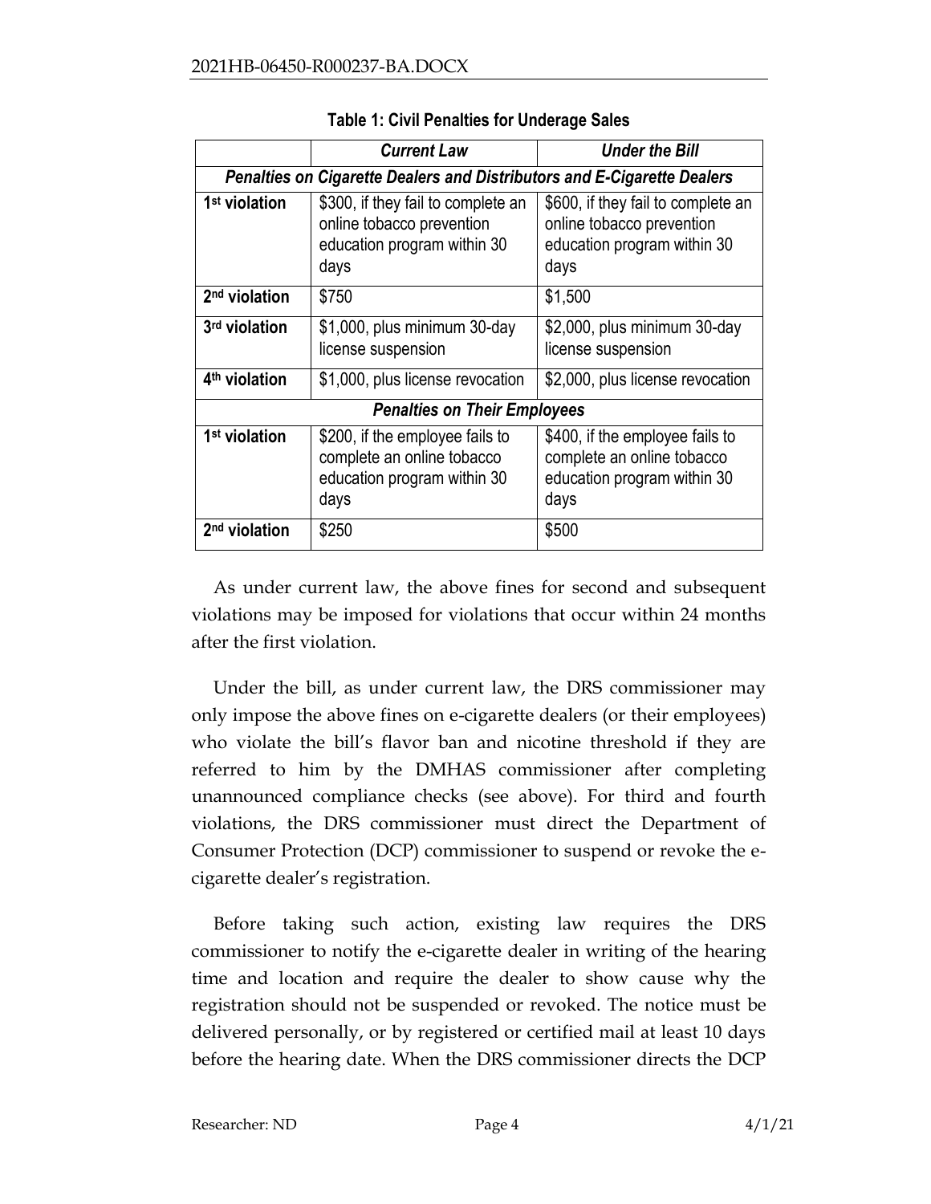**Table 1: Civil Penalties for Underage Sales**

| | ***Current Law*** | ***Under the Bill*** |
|---|---|---|
| ***Penalties on Cigarette Dealers and Distributors and E-Cigarette Dealers*** | | |
| **1st violation** | \$300, if they fail to complete an online tobacco prevention education program within 30 days | \$600, if they fail to complete an online tobacco prevention education program within 30 days |
| **2nd violation** | \$750 | \$1,500 |
| **3rd violation** | \$1,000, plus minimum 30-day license suspension | \$2,000, plus minimum 30-day license suspension |
| **4th violation** | \$1,000, plus license revocation | \$2,000, plus license revocation |
| ***Penalties on Their Employees*** | | |
| **1st violation** | \$200, if the employee fails to complete an online tobacco education program within 30 days | \$400, if the employee fails to complete an online tobacco education program within 30 days |
| **2nd violation** | \$250 | \$500 |

As under current law, the above fines for second and subsequent violations may be imposed for violations that occur within 24 months after the first violation.

Under the bill, as under current law, the DRS commissioner may only impose the above fines on e-cigarette dealers (or their employees) who violate the bill's flavor ban and nicotine threshold if they are referred to him by the DMHAS commissioner after completing unannounced compliance checks (see above). For third and fourth violations, the DRS commissioner must direct the Department of Consumer Protection (DCP) commissioner to suspend or revoke the e-cigarette dealer's registration.

Before taking such action, existing law requires the DRS commissioner to notify the e-cigarette dealer in writing of the hearing time and location and require the dealer to show cause why the registration should not be suspended or revoked. The notice must be delivered personally, or by registered or certified mail at least 10 days before the hearing date. When the DRS commissioner directs the DCP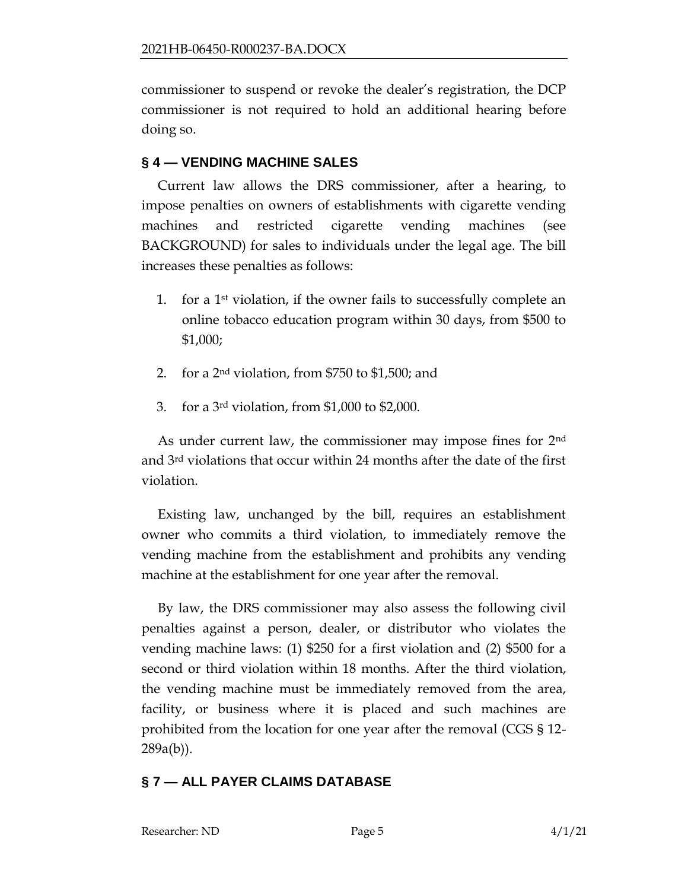commissioner to suspend or revoke the dealer's registration, the DCP commissioner is not required to hold an additional hearing before doing so.

## § 4 — VENDING MACHINE SALES

Current law allows the DRS commissioner, after a hearing, to impose penalties on owners of establishments with cigarette vending machines and restricted cigarette vending machines (see BACKGROUND) for sales to individuals under the legal age. The bill increases these penalties as follows:

1. for a 1st violation, if the owner fails to successfully complete an online tobacco education program within 30 days, from $500 to $1,000;
2. for a 2nd violation, from $750 to $1,500; and
3. for a 3rd violation, from $1,000 to $2,000.

As under current law, the commissioner may impose fines for 2nd and 3rd violations that occur within 24 months after the date of the first violation.

Existing law, unchanged by the bill, requires an establishment owner who commits a third violation, to immediately remove the vending machine from the establishment and prohibits any vending machine at the establishment for one year after the removal.

By law, the DRS commissioner may also assess the following civil penalties against a person, dealer, or distributor who violates the vending machine laws: (1) $250 for a first violation and (2) $500 for a second or third violation within 18 months. After the third violation, the vending machine must be immediately removed from the area, facility, or business where it is placed and such machines are prohibited from the location for one year after the removal (CGS § 12-289a(b)).

## § 7 — ALL PAYER CLAIMS DATABASE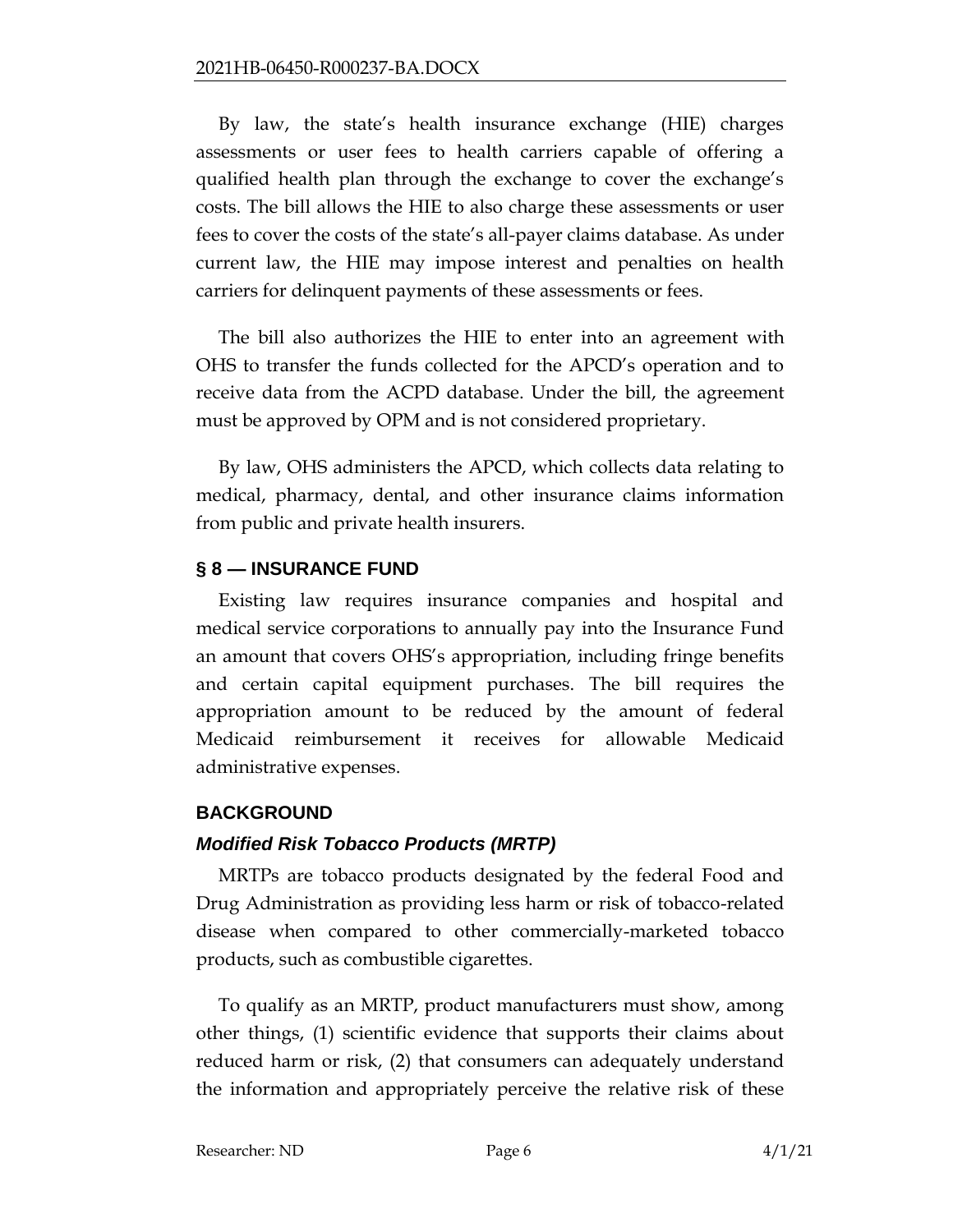By law, the state's health insurance exchange (HIE) charges assessments or user fees to health carriers capable of offering a qualified health plan through the exchange to cover the exchange's costs. The bill allows the HIE to also charge these assessments or user fees to cover the costs of the state's all-payer claims database. As under current law, the HIE may impose interest and penalties on health carriers for delinquent payments of these assessments or fees.

The bill also authorizes the HIE to enter into an agreement with OHS to transfer the funds collected for the APCD's operation and to receive data from the ACPD database. Under the bill, the agreement must be approved by OPM and is not considered proprietary.

By law, OHS administers the APCD, which collects data relating to medical, pharmacy, dental, and other insurance claims information from public and private health insurers.

## § 8 — INSURANCE FUND

Existing law requires insurance companies and hospital and medical service corporations to annually pay into the Insurance Fund an amount that covers OHS's appropriation, including fringe benefits and certain capital equipment purchases. The bill requires the appropriation amount to be reduced by the amount of federal Medicaid reimbursement it receives for allowable Medicaid administrative expenses.

## BACKGROUND

### *Modified Risk Tobacco Products (MRTP)*

MRTPs are tobacco products designated by the federal Food and Drug Administration as providing less harm or risk of tobacco-related disease when compared to other commercially-marketed tobacco products, such as combustible cigarettes.

To qualify as an MRTP, product manufacturers must show, among other things, (1) scientific evidence that supports their claims about reduced harm or risk, (2) that consumers can adequately understand the information and appropriately perceive the relative risk of these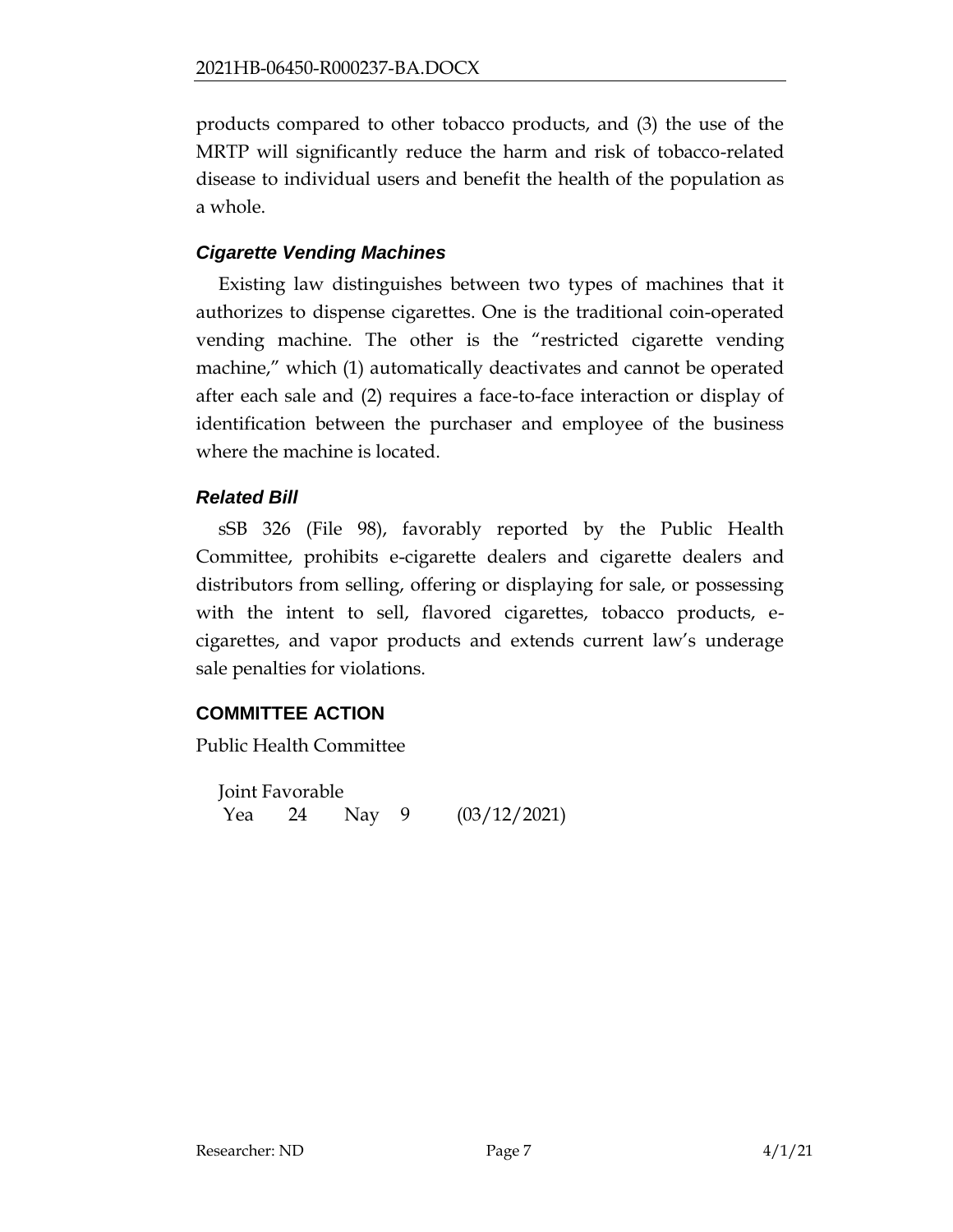products compared to other tobacco products, and (3) the use of the MRTP will significantly reduce the harm and risk of tobacco-related disease to individual users and benefit the health of the population as a whole.

### *Cigarette Vending Machines*

Existing law distinguishes between two types of machines that it authorizes to dispense cigarettes. One is the traditional coin-operated vending machine. The other is the "restricted cigarette vending machine," which (1) automatically deactivates and cannot be operated after each sale and (2) requires a face-to-face interaction or display of identification between the purchaser and employee of the business where the machine is located.

### *Related Bill*

sSB 326 (File 98), favorably reported by the Public Health Committee, prohibits e-cigarette dealers and cigarette dealers and distributors from selling, offering or displaying for sale, or possessing with the intent to sell, flavored cigarettes, tobacco products, e-cigarettes, and vapor products and extends current law's underage sale penalties for violations.

## COMMITTEE ACTION

Public Health Committee

Joint Favorable
Yea 24 Nay 9 (03/12/2021)